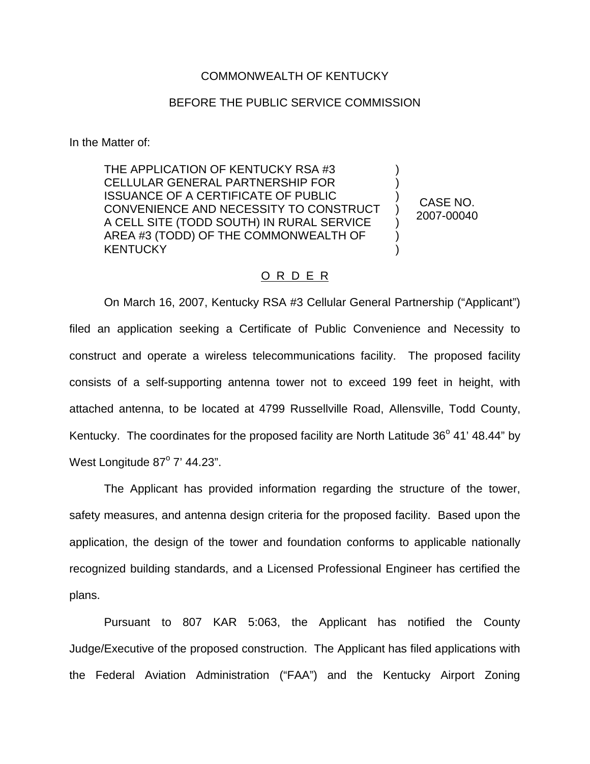COMMONWEALTH OF KENTUCKY

BEFORE THE PUBLIC SERVICE COMMISSION

In the Matter of:

| | | |
|---|---|---|
| THE APPLICATION OF KENTUCKY RSA #3 CELLULAR GENERAL PARTNERSHIP FOR ISSUANCE OF A CERTIFICATE OF PUBLIC CONVENIENCE AND NECESSITY TO CONSTRUCT A CELL SITE (TODD SOUTH) IN RURAL SERVICE AREA #3 (TODD) OF THE COMMONWEALTH OF KENTUCKY | ) | CASE NO. 2007-00040 |

O R D E R

On March 16, 2007, Kentucky RSA #3 Cellular General Partnership ("Applicant") filed an application seeking a Certificate of Public Convenience and Necessity to construct and operate a wireless telecommunications facility. The proposed facility consists of a self-supporting antenna tower not to exceed 199 feet in height, with attached antenna, to be located at 4799 Russellville Road, Allensville, Todd County, Kentucky. The coordinates for the proposed facility are North Latitude 36° 41' 48.44" by West Longitude 87° 7' 44.23".

The Applicant has provided information regarding the structure of the tower, safety measures, and antenna design criteria for the proposed facility. Based upon the application, the design of the tower and foundation conforms to applicable nationally recognized building standards, and a Licensed Professional Engineer has certified the plans.

Pursuant to 807 KAR 5:063, the Applicant has notified the County Judge/Executive of the proposed construction. The Applicant has filed applications with the Federal Aviation Administration ("FAA") and the Kentucky Airport Zoning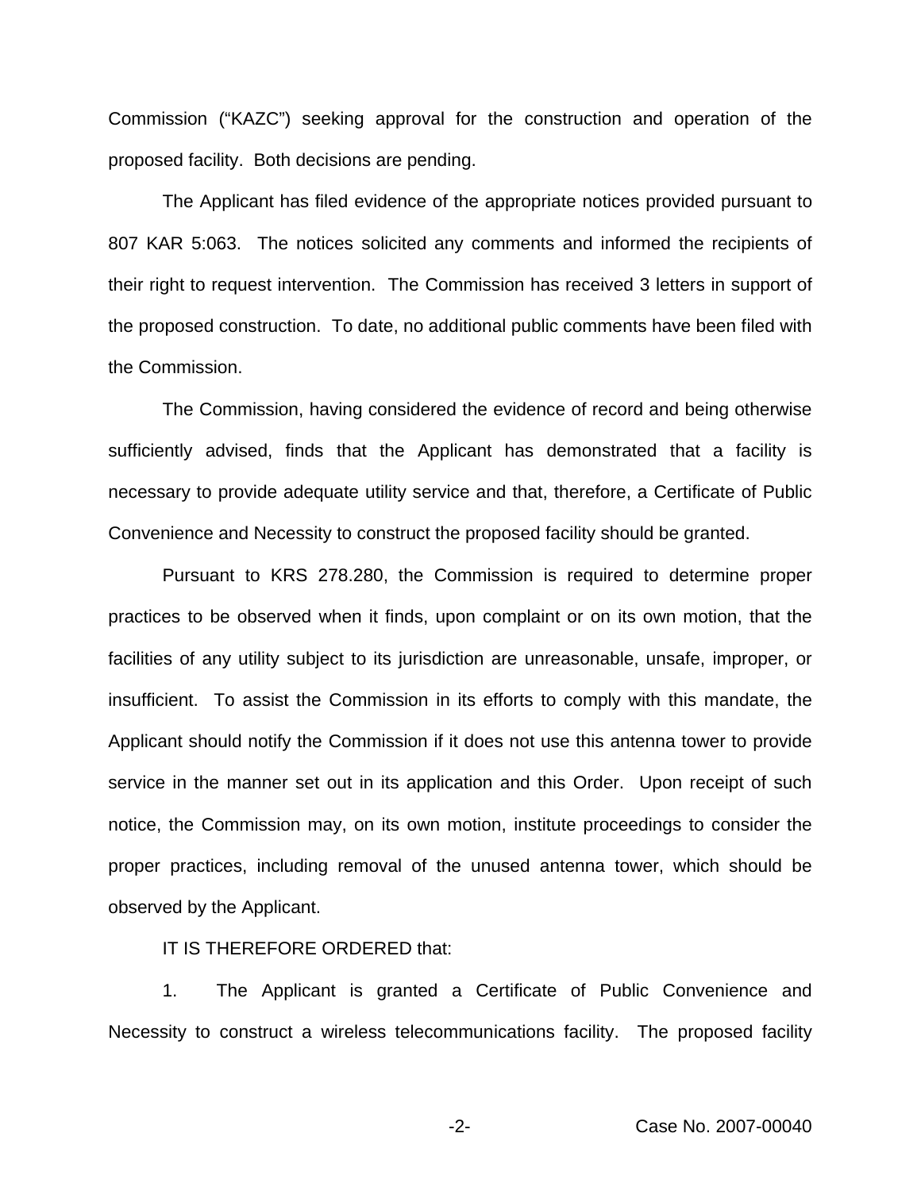Commission ("KAZC") seeking approval for the construction and operation of the proposed facility. Both decisions are pending.

The Applicant has filed evidence of the appropriate notices provided pursuant to 807 KAR 5:063. The notices solicited any comments and informed the recipients of their right to request intervention. The Commission has received 3 letters in support of the proposed construction. To date, no additional public comments have been filed with the Commission.

The Commission, having considered the evidence of record and being otherwise sufficiently advised, finds that the Applicant has demonstrated that a facility is necessary to provide adequate utility service and that, therefore, a Certificate of Public Convenience and Necessity to construct the proposed facility should be granted.

Pursuant to KRS 278.280, the Commission is required to determine proper practices to be observed when it finds, upon complaint or on its own motion, that the facilities of any utility subject to its jurisdiction are unreasonable, unsafe, improper, or insufficient. To assist the Commission in its efforts to comply with this mandate, the Applicant should notify the Commission if it does not use this antenna tower to provide service in the manner set out in its application and this Order. Upon receipt of such notice, the Commission may, on its own motion, institute proceedings to consider the proper practices, including removal of the unused antenna tower, which should be observed by the Applicant.

IT IS THEREFORE ORDERED that:

1. The Applicant is granted a Certificate of Public Convenience and Necessity to construct a wireless telecommunications facility. The proposed facility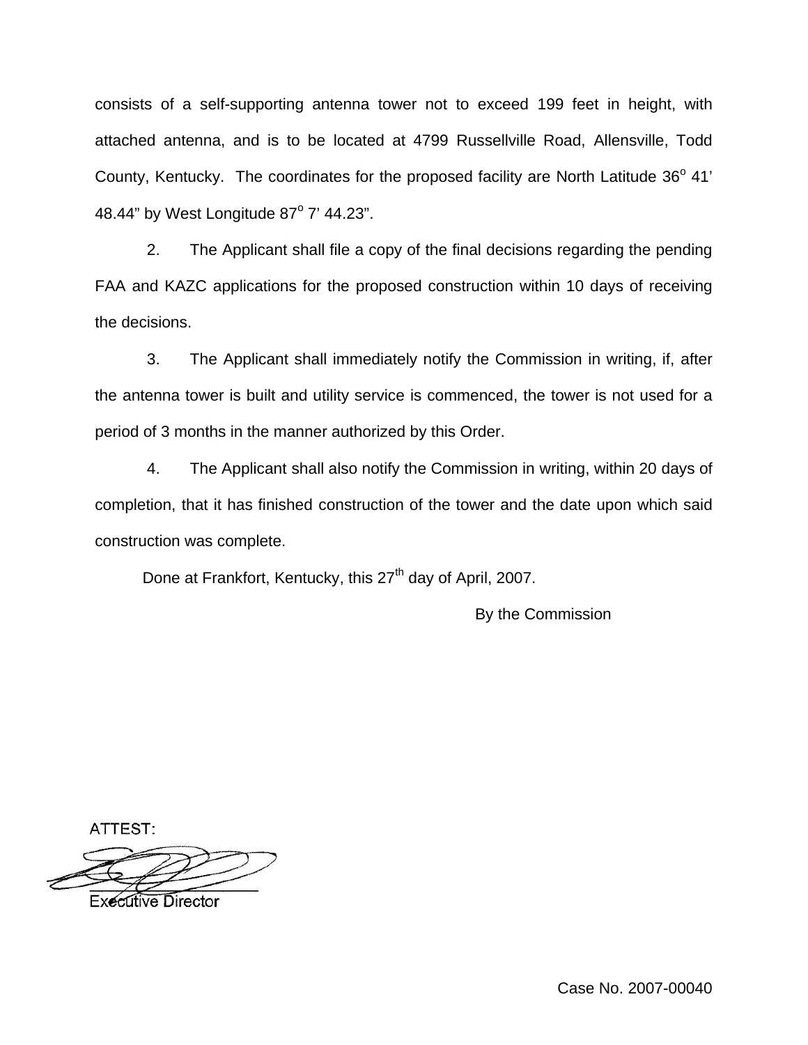consists of a self-supporting antenna tower not to exceed 199 feet in height, with attached antenna, and is to be located at 4799 Russellville Road, Allensville, Todd County, Kentucky. The coordinates for the proposed facility are North Latitude 36° 41' 48.44" by West Longitude 87° 7' 44.23".

2. The Applicant shall file a copy of the final decisions regarding the pending FAA and KAZC applications for the proposed construction within 10 days of receiving the decisions.

3. The Applicant shall immediately notify the Commission in writing, if, after the antenna tower is built and utility service is commenced, the tower is not used for a period of 3 months in the manner authorized by this Order.

4. The Applicant shall also notify the Commission in writing, within 20 days of completion, that it has finished construction of the tower and the date upon which said construction was complete.

Done at Frankfort, Kentucky, this 27th day of April, 2007.

By the Commission

ATTEST:

Executive Director

Case No. 2007-00040